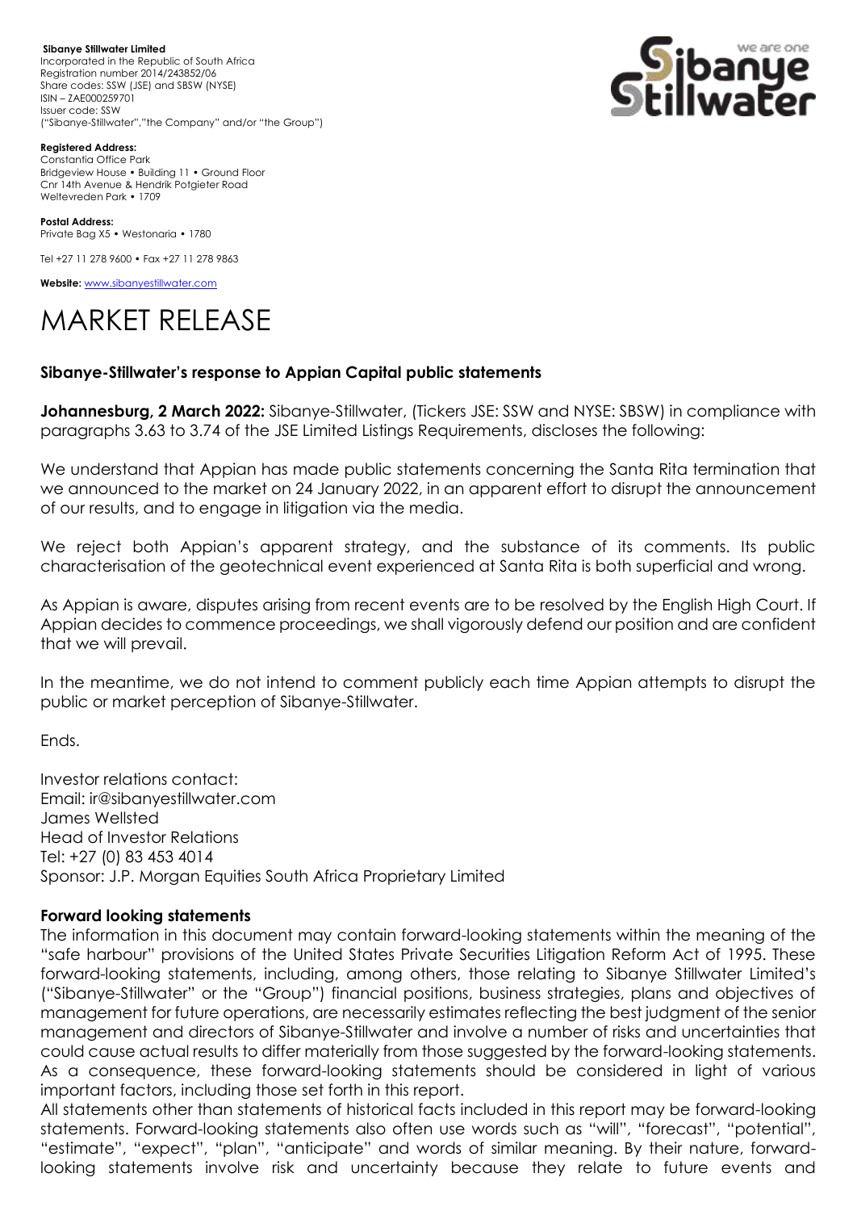**Sibanye Stillwater Limited**
Incorporated in the Republic of South Africa
Registration number 2014/243852/06
Share codes: SSW (JSE) and SBSW (NYSE)
ISIN – ZAE000259701
Issuer code: SSW
("Sibanye-Stillwater","the Company" and/or "the Group")

**Registered Address:**
Constantia Office Park
Bridgeview House • Building 11 • Ground Floor
Cnr 14th Avenue & Hendrik Potgieter Road
Weltevreden Park • 1709

**Postal Address:**
Private Bag X5 • Westonaria • 1780

Tel +27 11 278 9600 • Fax +27 11 278 9863

**Website:** www.sibanyestillwater.com

# MARKET RELEASE

## Sibanye-Stillwater's response to Appian Capital public statements

**Johannesburg, 2 March 2022:** Sibanye-Stillwater, (Tickers JSE: SSW and NYSE: SBSW) in compliance with paragraphs 3.63 to 3.74 of the JSE Limited Listings Requirements, discloses the following:

We understand that Appian has made public statements concerning the Santa Rita termination that we announced to the market on 24 January 2022, in an apparent effort to disrupt the announcement of our results, and to engage in litigation via the media.

We reject both Appian's apparent strategy, and the substance of its comments. Its public characterisation of the geotechnical event experienced at Santa Rita is both superficial and wrong.

As Appian is aware, disputes arising from recent events are to be resolved by the English High Court. If Appian decides to commence proceedings, we shall vigorously defend our position and are confident that we will prevail.

In the meantime, we do not intend to comment publicly each time Appian attempts to disrupt the public or market perception of Sibanye-Stillwater.

Ends.

Investor relations contact:
Email: ir@sibanyestillwater.com
James Wellsted
Head of Investor Relations
Tel: +27 (0) 83 453 4014
Sponsor: J.P. Morgan Equities South Africa Proprietary Limited

### Forward looking statements

The information in this document may contain forward-looking statements within the meaning of the "safe harbour" provisions of the United States Private Securities Litigation Reform Act of 1995. These forward-looking statements, including, among others, those relating to Sibanye Stillwater Limited's ("Sibanye-Stillwater" or the "Group") financial positions, business strategies, plans and objectives of management for future operations, are necessarily estimates reflecting the best judgment of the senior management and directors of Sibanye-Stillwater and involve a number of risks and uncertainties that could cause actual results to differ materially from those suggested by the forward-looking statements. As a consequence, these forward-looking statements should be considered in light of various important factors, including those set forth in this report.

All statements other than statements of historical facts included in this report may be forward-looking statements. Forward-looking statements also often use words such as "will", "forecast", "potential", "estimate", "expect", "plan", "anticipate" and words of similar meaning. By their nature, forward-looking statements involve risk and uncertainty because they relate to future events and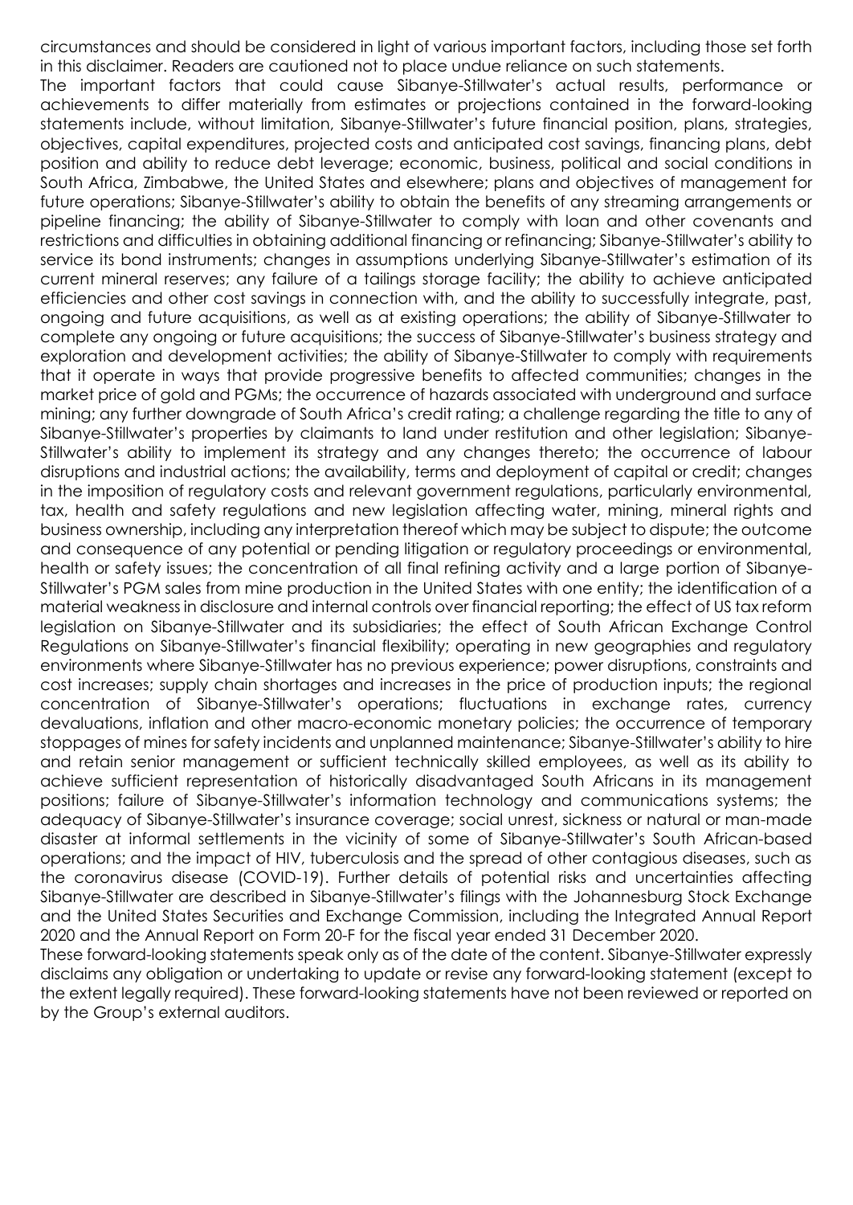circumstances and should be considered in light of various important factors, including those set forth in this disclaimer. Readers are cautioned not to place undue reliance on such statements.

The important factors that could cause Sibanye-Stillwater's actual results, performance or achievements to differ materially from estimates or projections contained in the forward-looking statements include, without limitation, Sibanye-Stillwater's future financial position, plans, strategies, objectives, capital expenditures, projected costs and anticipated cost savings, financing plans, debt position and ability to reduce debt leverage; economic, business, political and social conditions in South Africa, Zimbabwe, the United States and elsewhere; plans and objectives of management for future operations; Sibanye-Stillwater's ability to obtain the benefits of any streaming arrangements or pipeline financing; the ability of Sibanye-Stillwater to comply with loan and other covenants and restrictions and difficulties in obtaining additional financing or refinancing; Sibanye-Stillwater's ability to service its bond instruments; changes in assumptions underlying Sibanye-Stillwater's estimation of its current mineral reserves; any failure of a tailings storage facility; the ability to achieve anticipated efficiencies and other cost savings in connection with, and the ability to successfully integrate, past, ongoing and future acquisitions, as well as at existing operations; the ability of Sibanye-Stillwater to complete any ongoing or future acquisitions; the success of Sibanye-Stillwater's business strategy and exploration and development activities; the ability of Sibanye-Stillwater to comply with requirements that it operate in ways that provide progressive benefits to affected communities; changes in the market price of gold and PGMs; the occurrence of hazards associated with underground and surface mining; any further downgrade of South Africa's credit rating; a challenge regarding the title to any of Sibanye-Stillwater's properties by claimants to land under restitution and other legislation; Sibanye-Stillwater's ability to implement its strategy and any changes thereto; the occurrence of labour disruptions and industrial actions; the availability, terms and deployment of capital or credit; changes in the imposition of regulatory costs and relevant government regulations, particularly environmental, tax, health and safety regulations and new legislation affecting water, mining, mineral rights and business ownership, including any interpretation thereof which may be subject to dispute; the outcome and consequence of any potential or pending litigation or regulatory proceedings or environmental, health or safety issues; the concentration of all final refining activity and a large portion of Sibanye-Stillwater's PGM sales from mine production in the United States with one entity; the identification of a material weakness in disclosure and internal controls over financial reporting; the effect of US tax reform legislation on Sibanye-Stillwater and its subsidiaries; the effect of South African Exchange Control Regulations on Sibanye-Stillwater's financial flexibility; operating in new geographies and regulatory environments where Sibanye-Stillwater has no previous experience; power disruptions, constraints and cost increases; supply chain shortages and increases in the price of production inputs; the regional concentration of Sibanye-Stillwater's operations; fluctuations in exchange rates, currency devaluations, inflation and other macro-economic monetary policies; the occurrence of temporary stoppages of mines for safety incidents and unplanned maintenance; Sibanye-Stillwater's ability to hire and retain senior management or sufficient technically skilled employees, as well as its ability to achieve sufficient representation of historically disadvantaged South Africans in its management positions; failure of Sibanye-Stillwater's information technology and communications systems; the adequacy of Sibanye-Stillwater's insurance coverage; social unrest, sickness or natural or man-made disaster at informal settlements in the vicinity of some of Sibanye-Stillwater's South African-based operations; and the impact of HIV, tuberculosis and the spread of other contagious diseases, such as the coronavirus disease (COVID-19). Further details of potential risks and uncertainties affecting Sibanye-Stillwater are described in Sibanye-Stillwater's filings with the Johannesburg Stock Exchange and the United States Securities and Exchange Commission, including the Integrated Annual Report 2020 and the Annual Report on Form 20-F for the fiscal year ended 31 December 2020.

These forward-looking statements speak only as of the date of the content. Sibanye-Stillwater expressly disclaims any obligation or undertaking to update or revise any forward-looking statement (except to the extent legally required). These forward-looking statements have not been reviewed or reported on by the Group's external auditors.